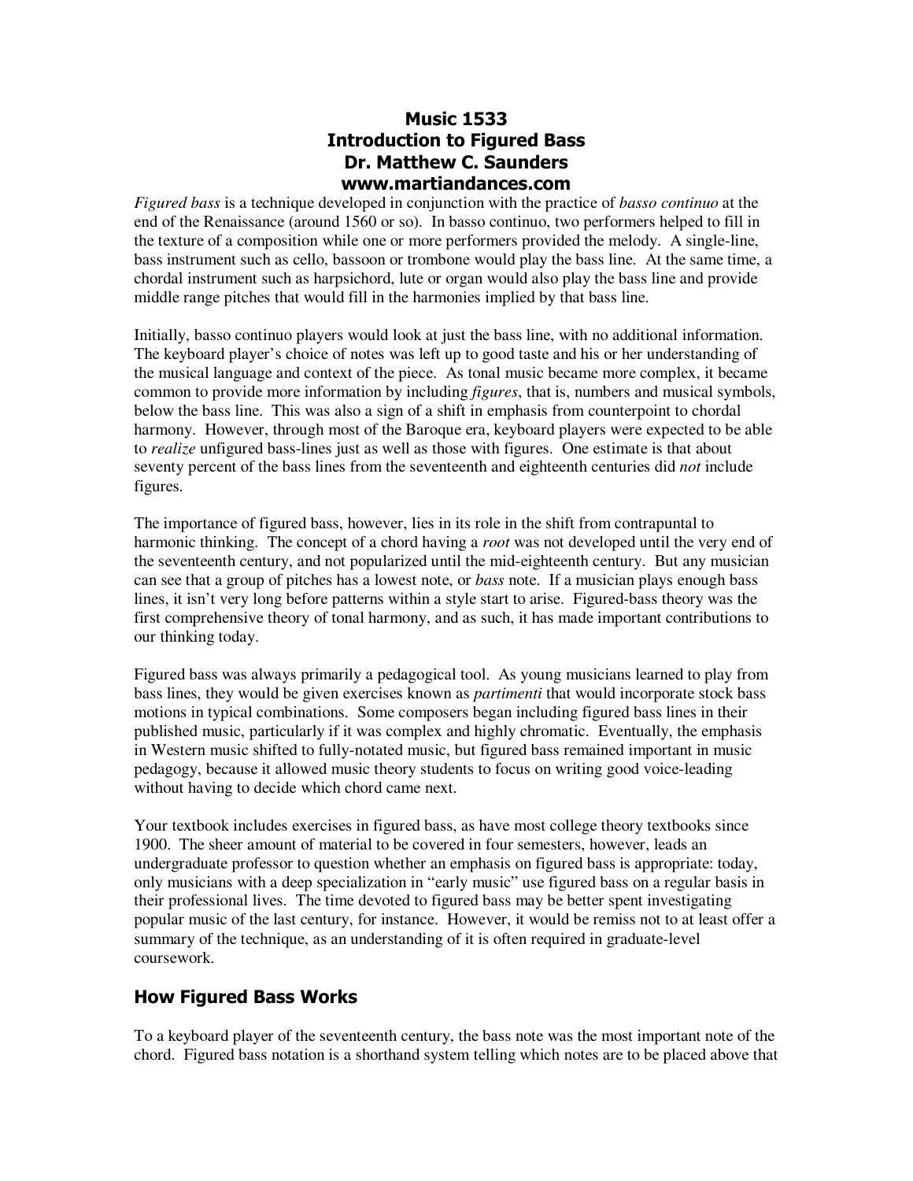# Music 1533
# Introduction to Figured Bass
# Dr. Matthew C. Saunders
# www.martiandances.com

*Figured bass* is a technique developed in conjunction with the practice of *basso continuo* at the end of the Renaissance (around 1560 or so). In basso continuo, two performers helped to fill in the texture of a composition while one or more performers provided the melody. A single-line, bass instrument such as cello, bassoon or trombone would play the bass line. At the same time, a chordal instrument such as harpsichord, lute or organ would also play the bass line and provide middle range pitches that would fill in the harmonies implied by that bass line.

Initially, basso continuo players would look at just the bass line, with no additional information. The keyboard player's choice of notes was left up to good taste and his or her understanding of the musical language and context of the piece. As tonal music became more complex, it became common to provide more information by including *figures*, that is, numbers and musical symbols, below the bass line. This was also a sign of a shift in emphasis from counterpoint to chordal harmony. However, through most of the Baroque era, keyboard players were expected to be able to *realize* unfigured bass-lines just as well as those with figures. One estimate is that about seventy percent of the bass lines from the seventeenth and eighteenth centuries did *not* include figures.

The importance of figured bass, however, lies in its role in the shift from contrapuntal to harmonic thinking. The concept of a chord having a *root* was not developed until the very end of the seventeenth century, and not popularized until the mid-eighteenth century. But any musician can see that a group of pitches has a lowest note, or *bass* note. If a musician plays enough bass lines, it isn't very long before patterns within a style start to arise. Figured-bass theory was the first comprehensive theory of tonal harmony, and as such, it has made important contributions to our thinking today.

Figured bass was always primarily a pedagogical tool. As young musicians learned to play from bass lines, they would be given exercises known as *partimenti* that would incorporate stock bass motions in typical combinations. Some composers began including figured bass lines in their published music, particularly if it was complex and highly chromatic. Eventually, the emphasis in Western music shifted to fully-notated music, but figured bass remained important in music pedagogy, because it allowed music theory students to focus on writing good voice-leading without having to decide which chord came next.

Your textbook includes exercises in figured bass, as have most college theory textbooks since 1900. The sheer amount of material to be covered in four semesters, however, leads an undergraduate professor to question whether an emphasis on figured bass is appropriate: today, only musicians with a deep specialization in "early music" use figured bass on a regular basis in their professional lives. The time devoted to figured bass may be better spent investigating popular music of the last century, for instance. However, it would be remiss not to at least offer a summary of the technique, as an understanding of it is often required in graduate-level coursework.

## How Figured Bass Works

To a keyboard player of the seventeenth century, the bass note was the most important note of the chord. Figured bass notation is a shorthand system telling which notes are to be placed above that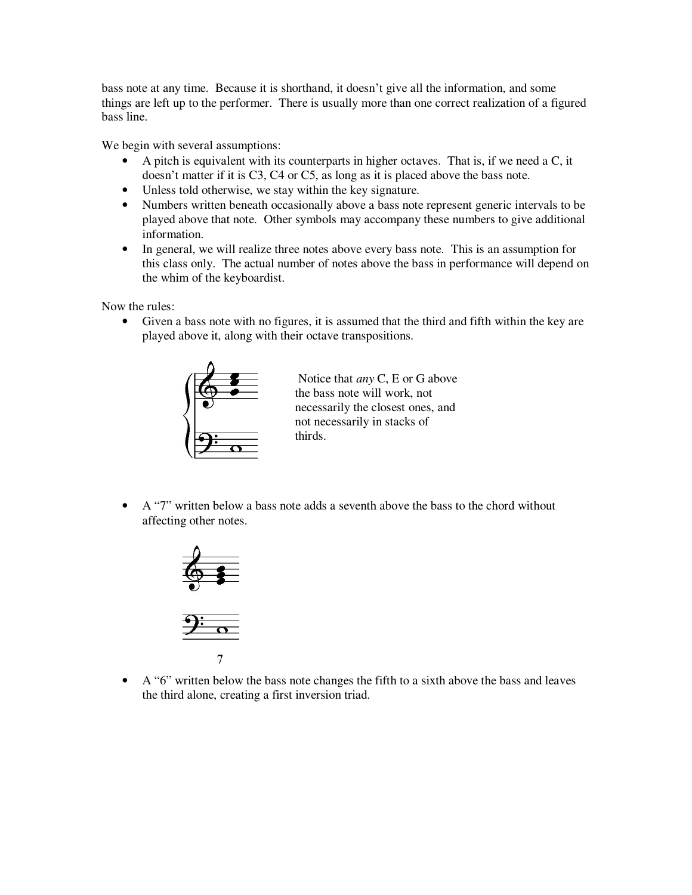bass note at any time. Because it is shorthand, it doesn't give all the information, and some things are left up to the performer. There is usually more than one correct realization of a figured bass line.

We begin with several assumptions:

- A pitch is equivalent with its counterparts in higher octaves. That is, if we need a C, it doesn't matter if it is C3, C4 or C5, as long as it is placed above the bass note.
- Unless told otherwise, we stay within the key signature.
- Numbers written beneath occasionally above a bass note represent generic intervals to be played above that note. Other symbols may accompany these numbers to give additional information.
- In general, we will realize three notes above every bass note. This is an assumption for this class only. The actual number of notes above the bass in performance will depend on the whim of the keyboardist.

Now the rules:

- Given a bass note with no figures, it is assumed that the third and fifth within the key are played above it, along with their octave transpositions.

Notice that *any* C, E or G above the bass note will work, not necessarily the closest ones, and not necessarily in stacks of thirds.

- A "7" written below a bass note adds a seventh above the bass to the chord without affecting other notes.

7

- A "6" written below the bass note changes the fifth to a sixth above the bass and leaves the third alone, creating a first inversion triad.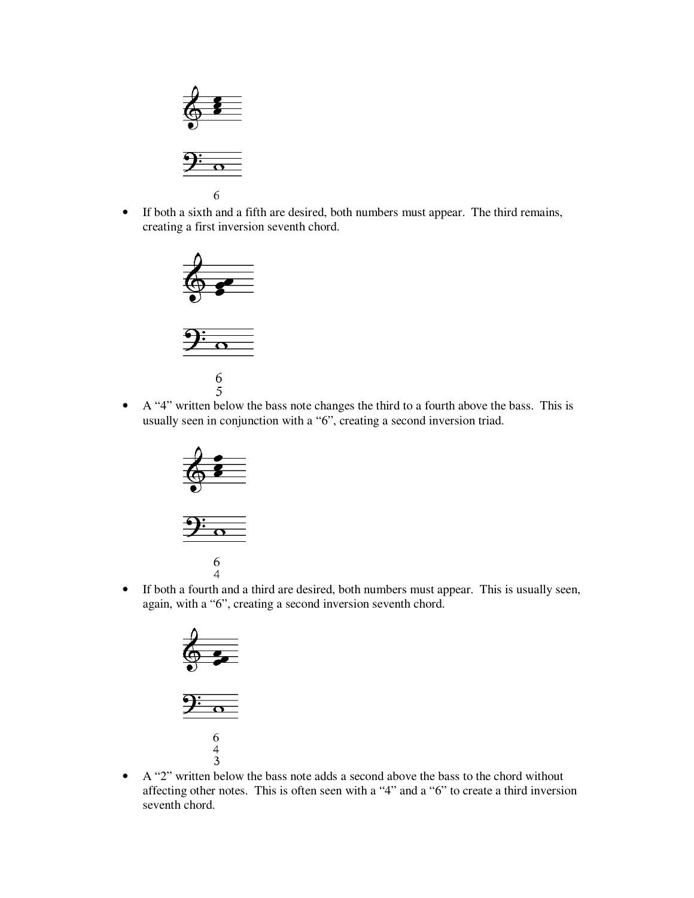6

- If both a sixth and a fifth are desired, both numbers must appear. The third remains, creating a first inversion seventh chord.

6
5

- A "4" written below the bass note changes the third to a fourth above the bass. This is usually seen in conjunction with a "6", creating a second inversion triad.

6
4

- If both a fourth and a third are desired, both numbers must appear. This is usually seen, again, with a "6", creating a second inversion seventh chord.

6
4
3

- A "2" written below the bass note adds a second above the bass to the chord without affecting other notes. This is often seen with a "4" and a "6" to create a third inversion seventh chord.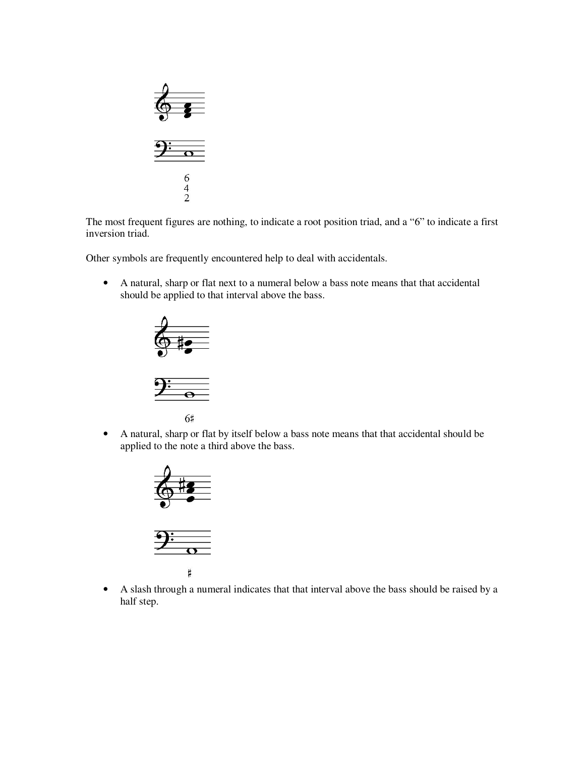6
4
2

The most frequent figures are nothing, to indicate a root position triad, and a “6” to indicate a first inversion triad.

Other symbols are frequently encountered help to deal with accidentals.

- A natural, sharp or flat next to a numeral below a bass note means that that accidental should be applied to that interval above the bass.

6♯

- A natural, sharp or flat by itself below a bass note means that that accidental should be applied to the note a third above the bass.

♯

- A slash through a numeral indicates that that interval above the bass should be raised by a half step.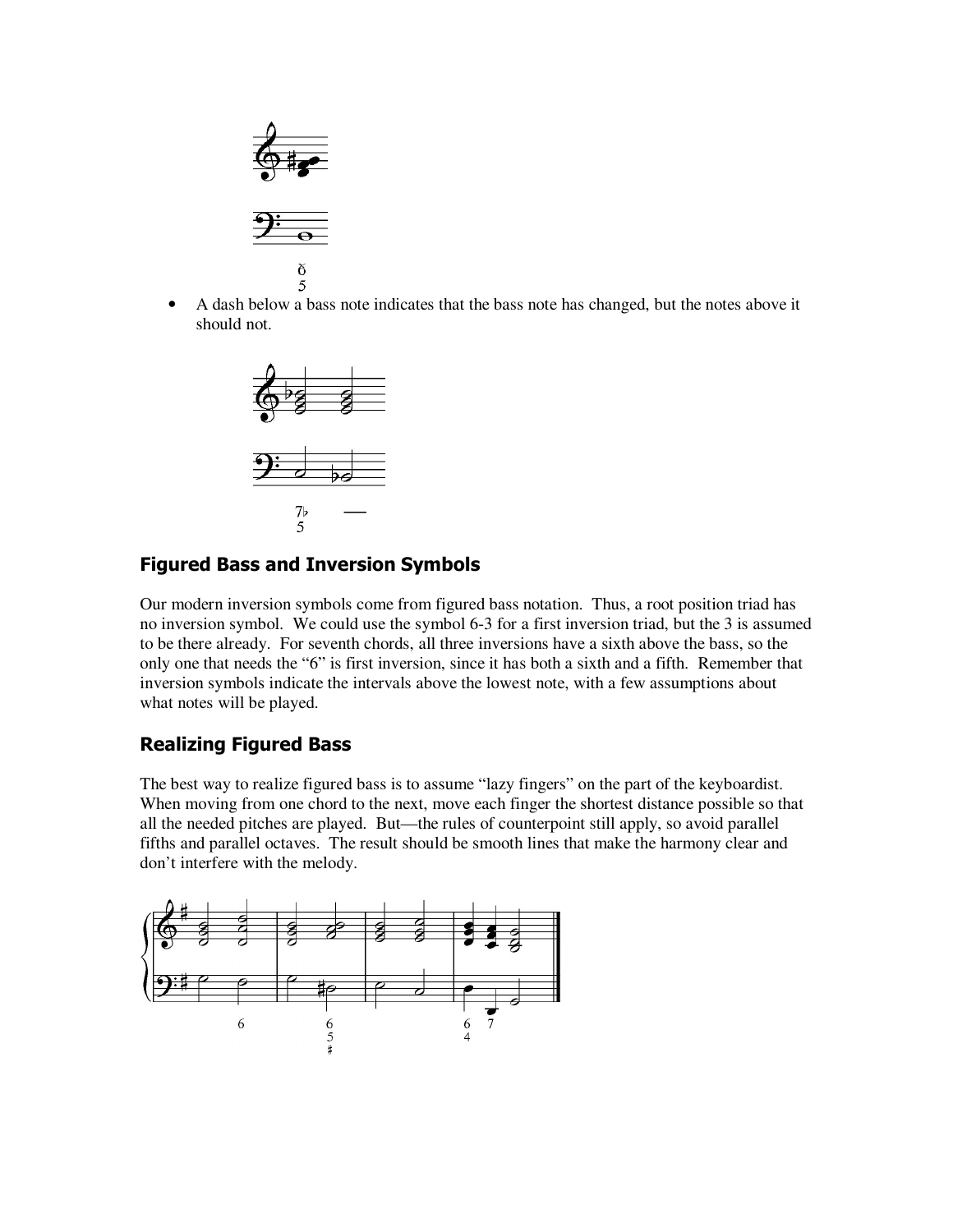- A dash below a bass note indicates that the bass note has changed, but the notes above it should not.

## Figured Bass and Inversion Symbols

Our modern inversion symbols come from figured bass notation. Thus, a root position triad has no inversion symbol. We could use the symbol 6-3 for a first inversion triad, but the 3 is assumed to be there already. For seventh chords, all three inversions have a sixth above the bass, so the only one that needs the "6" is first inversion, since it has both a sixth and a fifth. Remember that inversion symbols indicate the intervals above the lowest note, with a few assumptions about what notes will be played.

## Realizing Figured Bass

The best way to realize figured bass is to assume "lazy fingers" on the part of the keyboardist. When moving from one chord to the next, move each finger the shortest distance possible so that all the needed pitches are played. But—the rules of counterpoint still apply, so avoid parallel fifths and parallel octaves. The result should be smooth lines that make the harmony clear and don't interfere with the melody.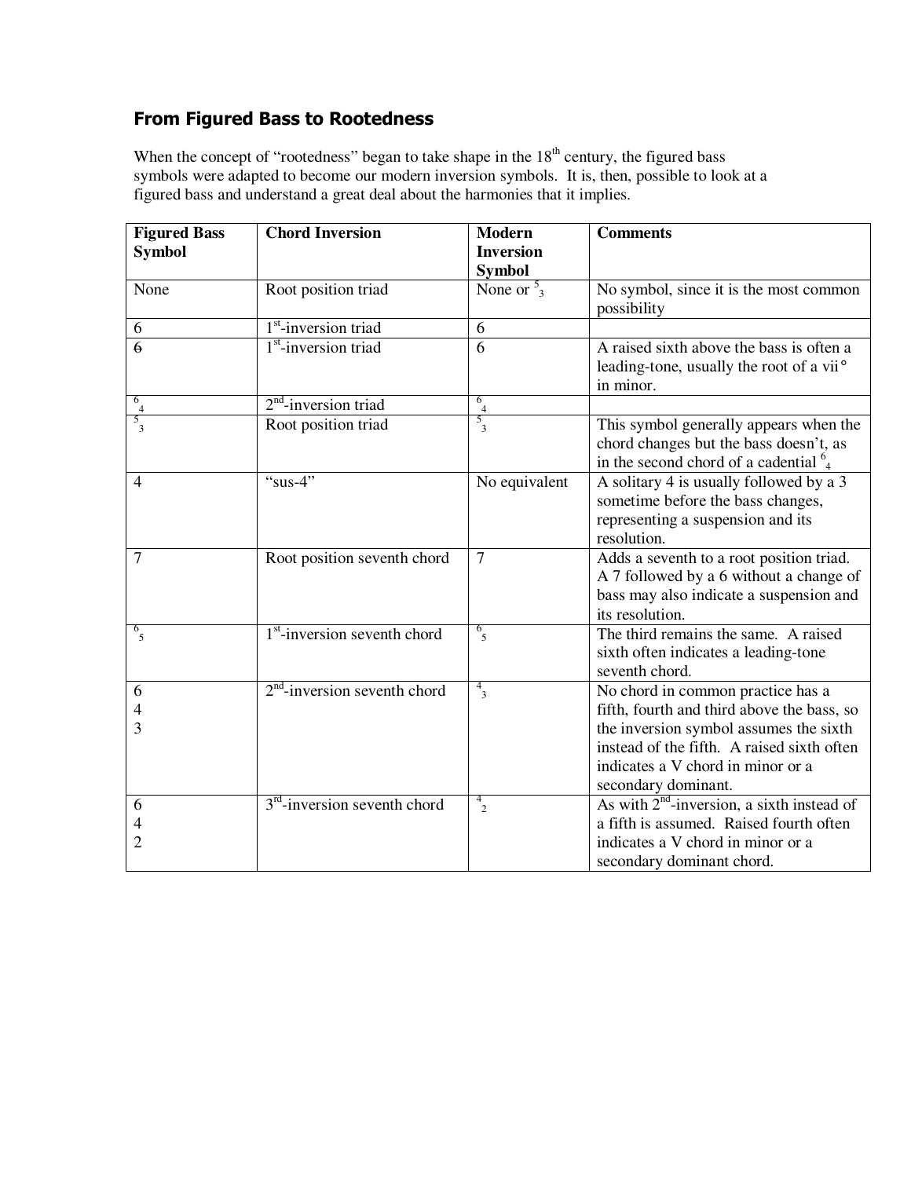## From Figured Bass to Rootedness

When the concept of "rootedness" began to take shape in the 18th century, the figured bass symbols were adapted to become our modern inversion symbols. It is, then, possible to look at a figured bass and understand a great deal about the harmonies that it implies.

| Figured Bass Symbol | Chord Inversion | Modern Inversion Symbol | Comments |
|---|---|---|---|
| None | Root position triad | None or $^5_3$ | No symbol, since it is the most common possibility |
| 6 | 1st-inversion triad | 6 | |
| 6̸ | 1st-inversion triad | 6 | A raised sixth above the bass is often a leading-tone, usually the root of a vii° in minor. |
| $^6_4$ | 2nd-inversion triad | $^6_4$ | |
| $^5_3$ | Root position triad | $^5_3$ | This symbol generally appears when the chord changes but the bass doesn't, as in the second chord of a cadential $^6_4$ |
| 4 | "sus-4" | No equivalent | A solitary 4 is usually followed by a 3 sometime before the bass changes, representing a suspension and its resolution. |
| 7 | Root position seventh chord | 7 | Adds a seventh to a root position triad. A 7 followed by a 6 without a change of bass may also indicate a suspension and its resolution. |
| $^6_5$ | 1st-inversion seventh chord | $^6_5$ | The third remains the same. A raised sixth often indicates a leading-tone seventh chord. |
| 6 4 3 | 2nd-inversion seventh chord | $^4_3$ | No chord in common practice has a fifth, fourth and third above the bass, so the inversion symbol assumes the sixth instead of the fifth. A raised sixth often indicates a V chord in minor or a secondary dominant. |
| 6 4 2 | 3rd-inversion seventh chord | $^4_2$ | As with 2nd-inversion, a sixth instead of a fifth is assumed. Raised fourth often indicates a V chord in minor or a secondary dominant chord. |